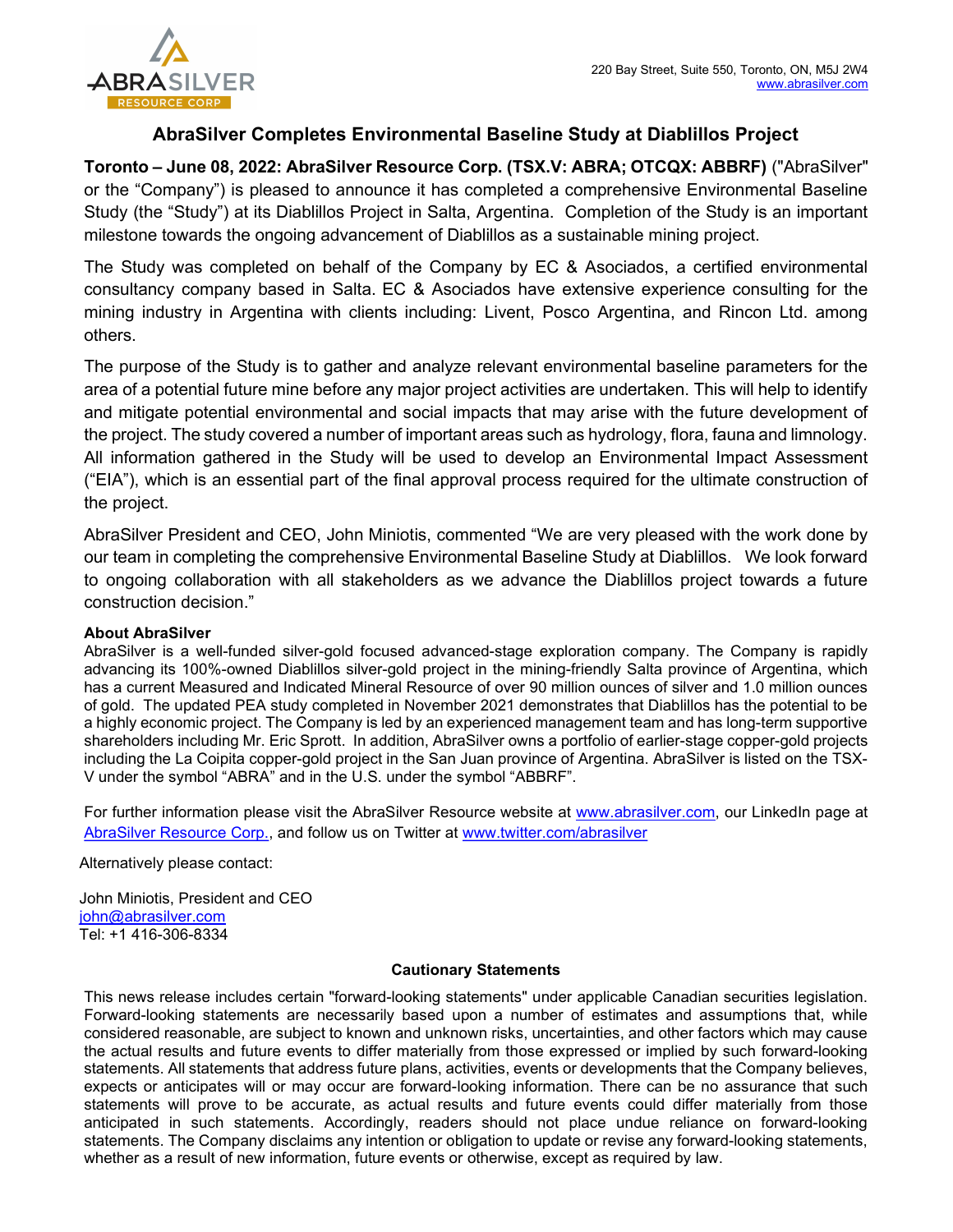220 Bay Street, Suite 550, Toronto, ON, M5J 2W4
www.abrasilver.com

# AbraSilver Completes Environmental Baseline Study at Diablillos Project

**Toronto – June 08, 2022: AbraSilver Resource Corp. (TSX.V: ABRA; OTCQX: ABBRF)** ("AbraSilver" or the "Company") is pleased to announce it has completed a comprehensive Environmental Baseline Study (the "Study") at its Diablillos Project in Salta, Argentina. Completion of the Study is an important milestone towards the ongoing advancement of Diablillos as a sustainable mining project.

The Study was completed on behalf of the Company by EC & Asociados, a certified environmental consultancy company based in Salta. EC & Asociados have extensive experience consulting for the mining industry in Argentina with clients including: Livent, Posco Argentina, and Rincon Ltd. among others.

The purpose of the Study is to gather and analyze relevant environmental baseline parameters for the area of a potential future mine before any major project activities are undertaken. This will help to identify and mitigate potential environmental and social impacts that may arise with the future development of the project. The study covered a number of important areas such as hydrology, flora, fauna and limnology. All information gathered in the Study will be used to develop an Environmental Impact Assessment ("EIA"), which is an essential part of the final approval process required for the ultimate construction of the project.

AbraSilver President and CEO, John Miniotis, commented "We are very pleased with the work done by our team in completing the comprehensive Environmental Baseline Study at Diablillos. We look forward to ongoing collaboration with all stakeholders as we advance the Diablillos project towards a future construction decision."

**About AbraSilver**

AbraSilver is a well-funded silver-gold focused advanced-stage exploration company. The Company is rapidly advancing its 100%-owned Diablillos silver-gold project in the mining-friendly Salta province of Argentina, which has a current Measured and Indicated Mineral Resource of over 90 million ounces of silver and 1.0 million ounces of gold. The updated PEA study completed in November 2021 demonstrates that Diablillos has the potential to be a highly economic project. The Company is led by an experienced management team and has long-term supportive shareholders including Mr. Eric Sprott. In addition, AbraSilver owns a portfolio of earlier-stage copper-gold projects including the La Coipita copper-gold project in the San Juan province of Argentina. AbraSilver is listed on the TSX-V under the symbol "ABRA" and in the U.S. under the symbol "ABBRF".

For further information please visit the AbraSilver Resource website at www.abrasilver.com, our LinkedIn page at AbraSilver Resource Corp., and follow us on Twitter at www.twitter.com/abrasilver

Alternatively please contact:

John Miniotis, President and CEO
john@abrasilver.com
Tel: +1 416-306-8334

**Cautionary Statements**

This news release includes certain "forward-looking statements" under applicable Canadian securities legislation. Forward-looking statements are necessarily based upon a number of estimates and assumptions that, while considered reasonable, are subject to known and unknown risks, uncertainties, and other factors which may cause the actual results and future events to differ materially from those expressed or implied by such forward-looking statements. All statements that address future plans, activities, events or developments that the Company believes, expects or anticipates will or may occur are forward-looking information. There can be no assurance that such statements will prove to be accurate, as actual results and future events could differ materially from those anticipated in such statements. Accordingly, readers should not place undue reliance on forward-looking statements. The Company disclaims any intention or obligation to update or revise any forward-looking statements, whether as a result of new information, future events or otherwise, except as required by law.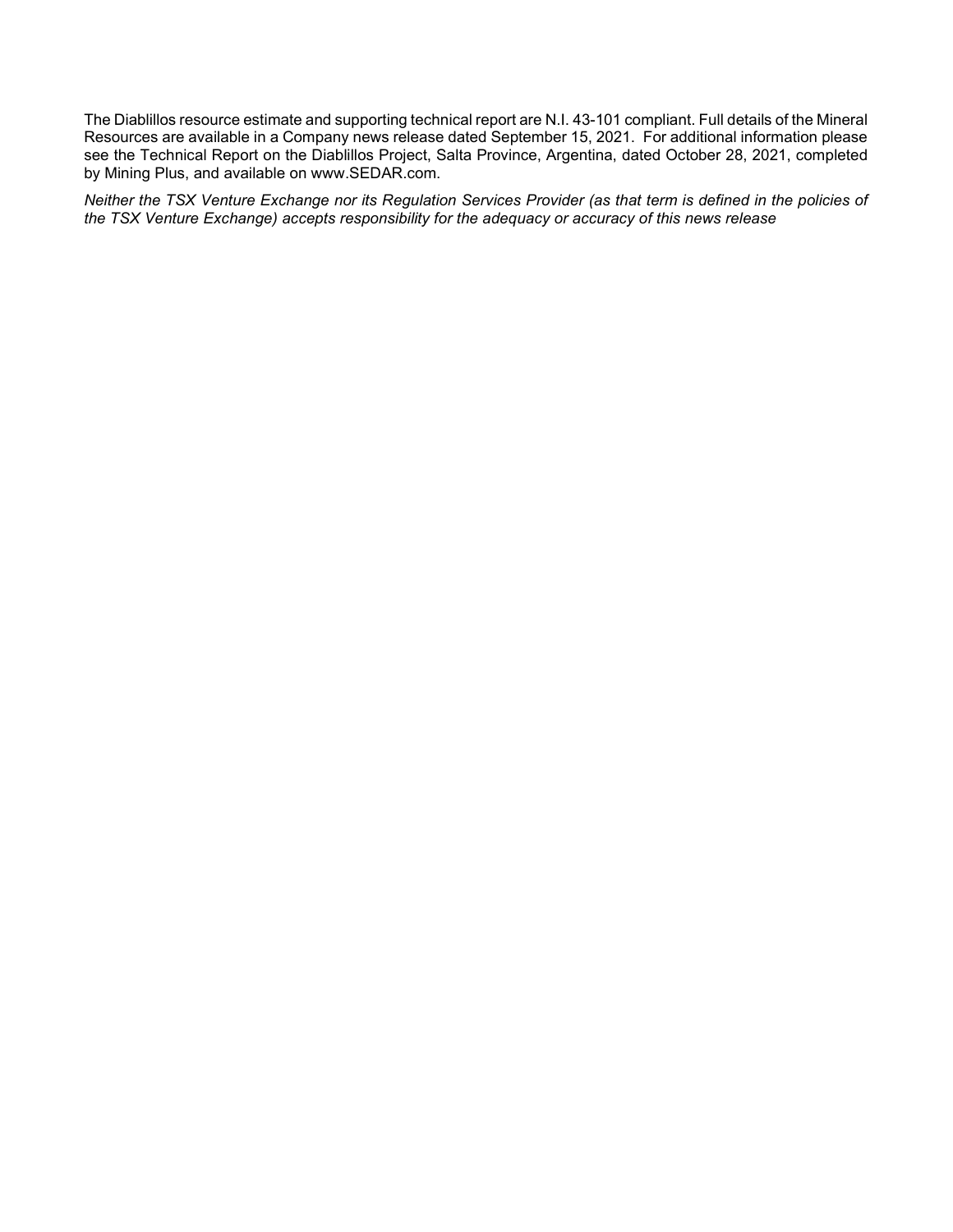The Diablillos resource estimate and supporting technical report are N.I. 43-101 compliant. Full details of the Mineral Resources are available in a Company news release dated September 15, 2021. For additional information please see the Technical Report on the Diablillos Project, Salta Province, Argentina, dated October 28, 2021, completed by Mining Plus, and available on www.SEDAR.com.

*Neither the TSX Venture Exchange nor its Regulation Services Provider (as that term is defined in the policies of the TSX Venture Exchange) accepts responsibility for the adequacy or accuracy of this news release*